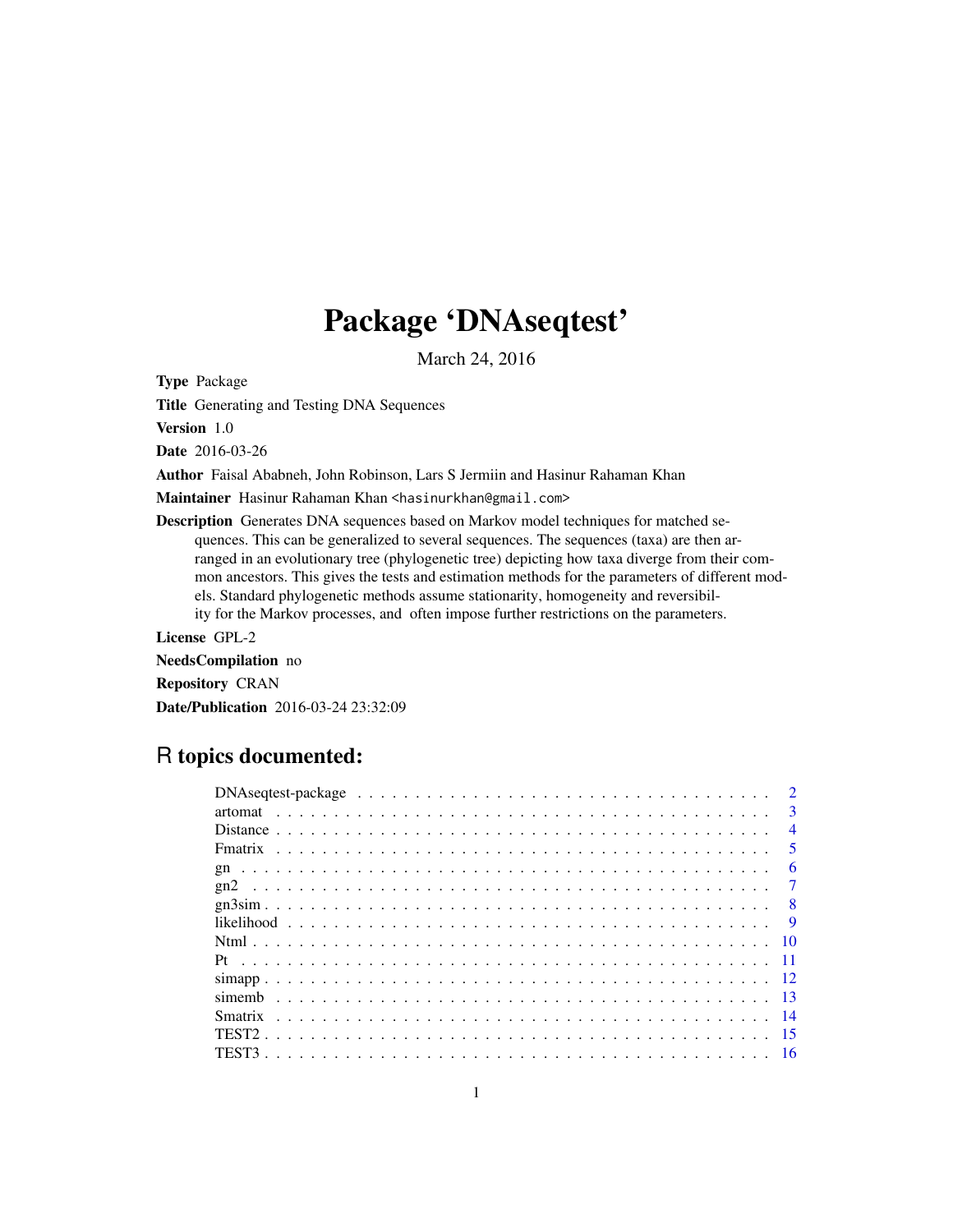# Package 'DNAseqtest'

March 24, 2016

**Type** Package

**Title** Generating and Testing DNA Sequences

**Version** 1.0

**Date** 2016-03-26

**Author** Faisal Ababneh, John Robinson, Lars S Jermiin and Hasinur Rahaman Khan

**Maintainer** Hasinur Rahaman Khan <hasinurkhan@gmail.com>

**Description** Generates DNA sequences based on Markov model techniques for matched sequences. This can be generalized to several sequences. The sequences (taxa) are then arranged in an evolutionary tree (phylogenetic tree) depicting how taxa diverge from their common ancestors. This gives the tests and estimation methods for the parameters of different models. Standard phylogenetic methods assume stationarity, homogeneity and reversibility for the Markov processes, and often impose further restrictions on the parameters.

**License** GPL-2

**NeedsCompilation** no

**Repository** CRAN

**Date/Publication** 2016-03-24 23:32:09

## R topics documented:

| | |
|---|---|
| DNAseqtest-package | 2 |
| artomat | 3 |
| Distance | 4 |
| Fmatrix | 5 |
| gn | 6 |
| gn2 | 7 |
| gn3sim | 8 |
| likelihood | 9 |
| Ntml | 10 |
| Pt | 11 |
| simapp | 12 |
| simemb | 13 |
| Smatrix | 14 |
| TEST2 | 15 |
| TEST3 | 16 |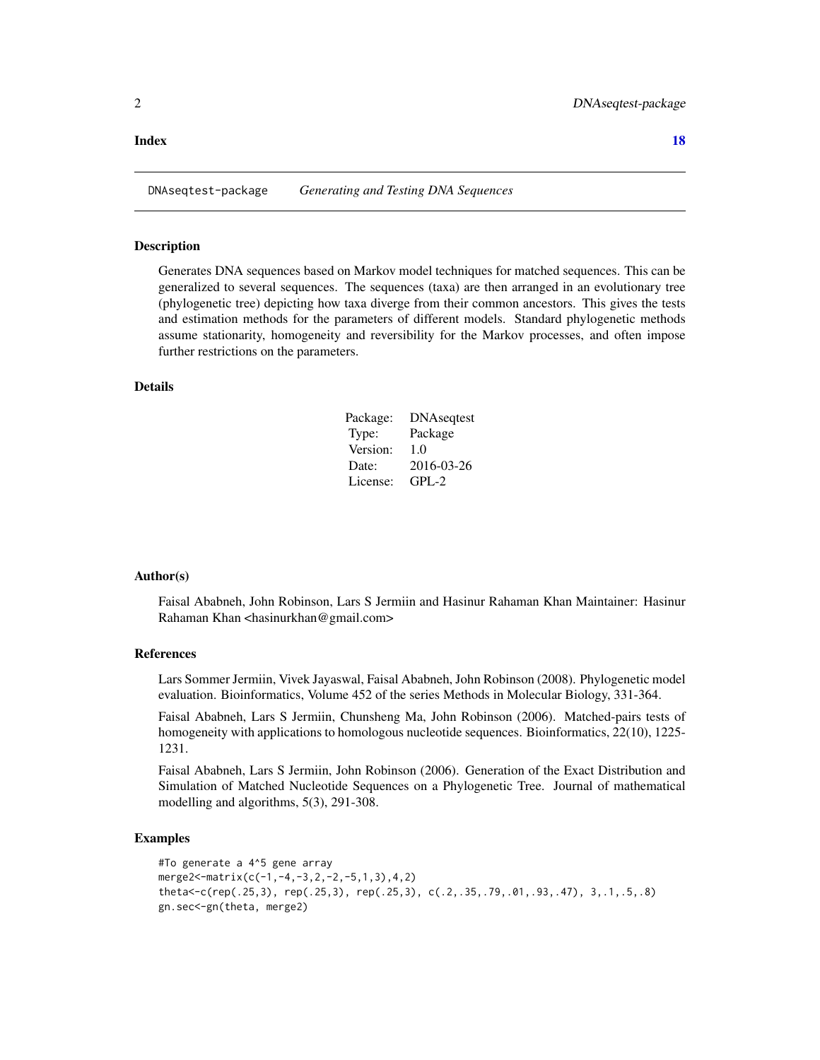**Index** **18**

---

DNAseqtest-package *Generating and Testing DNA Sequences*

---

### Description

Generates DNA sequences based on Markov model techniques for matched sequences. This can be generalized to several sequences. The sequences (taxa) are then arranged in an evolutionary tree (phylogenetic tree) depicting how taxa diverge from their common ancestors. This gives the tests and estimation methods for the parameters of different models. Standard phylogenetic methods assume stationarity, homogeneity and reversibility for the Markov processes, and often impose further restrictions on the parameters.

### Details

| | |
|---|---|
| Package: | DNAseqtest |
| Type: | Package |
| Version: | 1.0 |
| Date: | 2016-03-26 |
| License: | GPL-2 |

### Author(s)

Faisal Ababneh, John Robinson, Lars S Jermiin and Hasinur Rahaman Khan Maintainer: Hasinur Rahaman Khan <hasinurkhan@gmail.com>

### References

Lars Sommer Jermiin, Vivek Jayaswal, Faisal Ababneh, John Robinson (2008). Phylogenetic model evaluation. Bioinformatics, Volume 452 of the series Methods in Molecular Biology, 331-364.

Faisal Ababneh, Lars S Jermiin, Chunsheng Ma, John Robinson (2006). Matched-pairs tests of homogeneity with applications to homologous nucleotide sequences. Bioinformatics, 22(10), 1225-1231.

Faisal Ababneh, Lars S Jermiin, John Robinson (2006). Generation of the Exact Distribution and Simulation of Matched Nucleotide Sequences on a Phylogenetic Tree. Journal of mathematical modelling and algorithms, 5(3), 291-308.

### Examples

```
#To generate a 4^5 gene array
merge2<-matrix(c(-1,-4,-3,2,-2,-5,1,3),4,2)
theta<-c(rep(.25,3), rep(.25,3), rep(.25,3), c(.2,.35,.79,.01,.93,.47), 3,.1,.5,.8)
gn.sec<-gn(theta, merge2)
```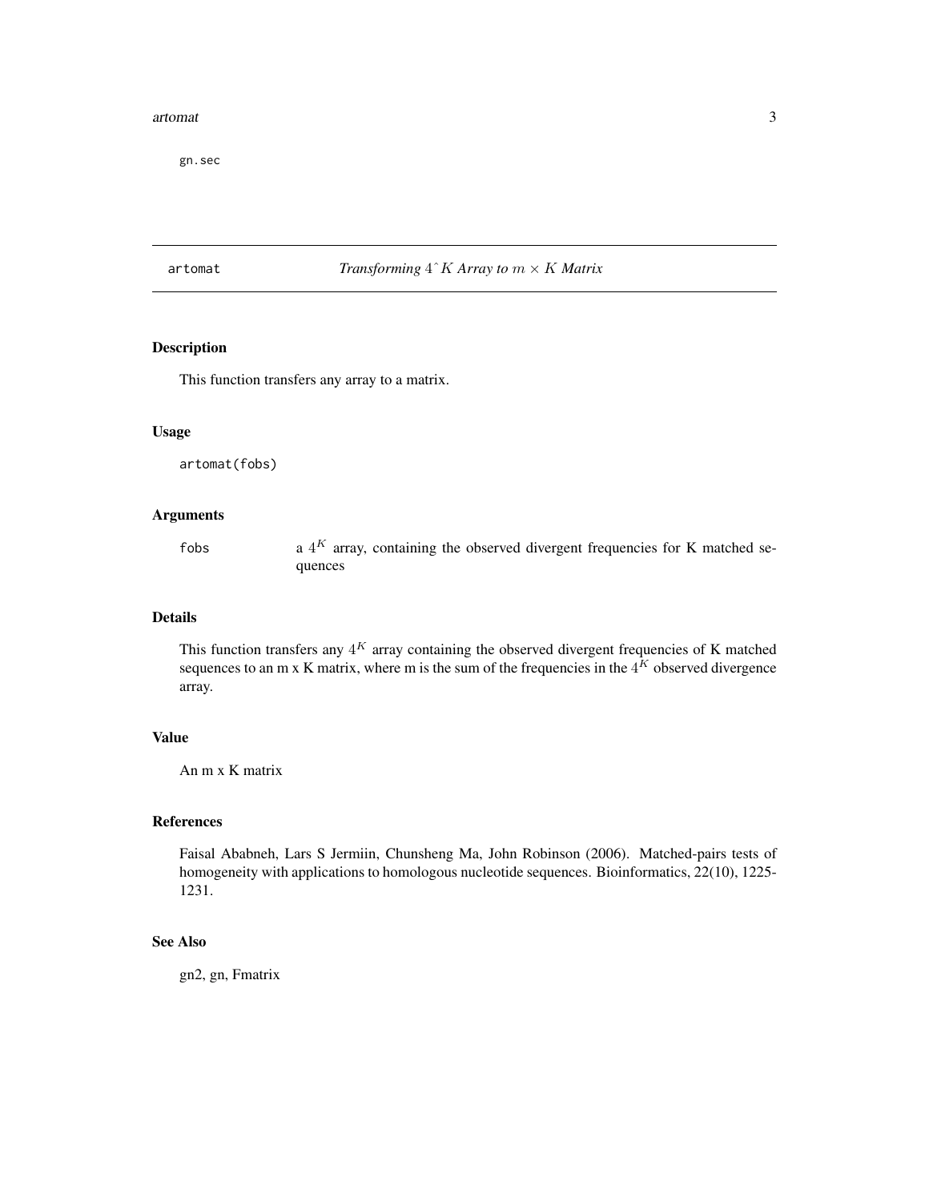gn.sec

## artomat &nbsp;&nbsp;&nbsp;&nbsp; *Transforming $4\hat{}K$ Array to $m \times K$ Matrix*

### Description

This function transfers any array to a matrix.

### Usage

```
artomat(fobs)
```

### Arguments

| | |
|---|---|
| fobs | a $4^K$ array, containing the observed divergent frequencies for K matched sequences |

### Details

This function transfers any $4^K$ array containing the observed divergent frequencies of K matched sequences to an m x K matrix, where m is the sum of the frequencies in the $4^K$ observed divergence array.

### Value

An m x K matrix

### References

Faisal Ababneh, Lars S Jermiin, Chunsheng Ma, John Robinson (2006). Matched-pairs tests of homogeneity with applications to homologous nucleotide sequences. Bioinformatics, 22(10), 1225-1231.

### See Also

gn2, gn, Fmatrix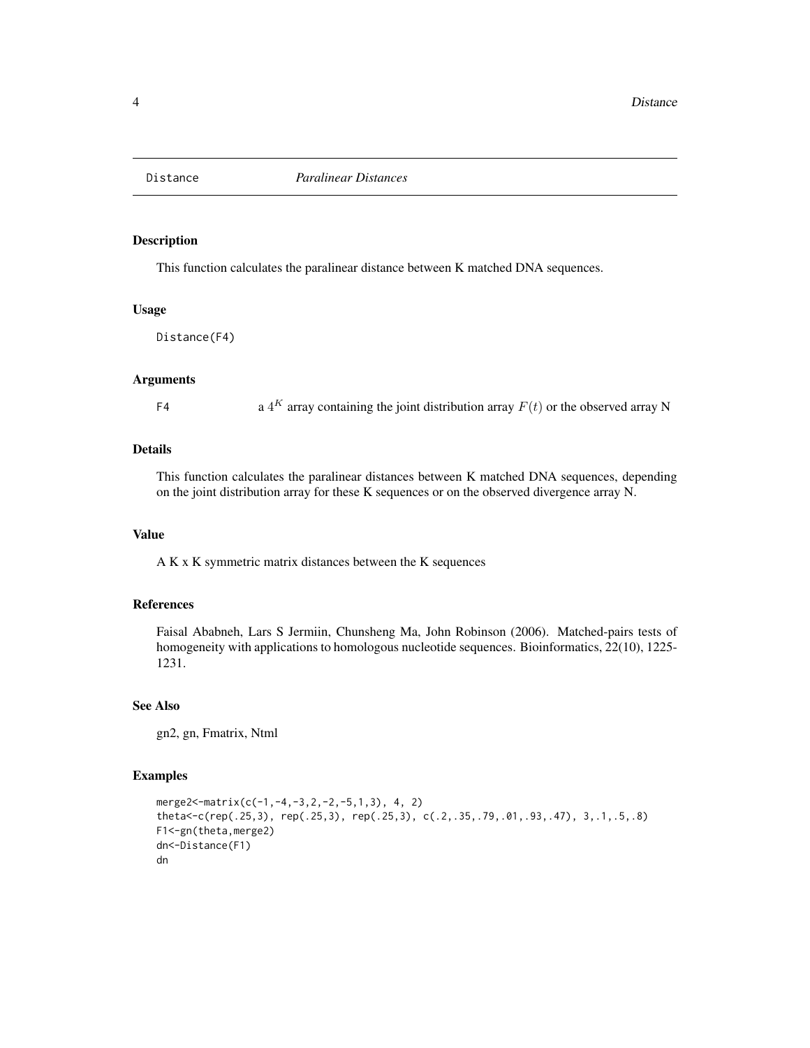# Distance — *Paralinear Distances*

## Description

This function calculates the paralinear distance between K matched DNA sequences.

## Usage

```
Distance(F4)
```

## Arguments

F4 — a $4^K$ array containing the joint distribution array $F(t)$ or the observed array N

## Details

This function calculates the paralinear distances between K matched DNA sequences, depending on the joint distribution array for these K sequences or on the observed divergence array N.

## Value

A K x K symmetric matrix distances between the K sequences

## References

Faisal Ababneh, Lars S Jermiin, Chunsheng Ma, John Robinson (2006). Matched-pairs tests of homogeneity with applications to homologous nucleotide sequences. Bioinformatics, 22(10), 1225-1231.

## See Also

gn2, gn, Fmatrix, Ntml

## Examples

```
merge2<-matrix(c(-1,-4,-3,2,-2,-5,1,3), 4, 2)
theta<-c(rep(.25,3), rep(.25,3), rep(.25,3), c(.2,.35,.79,.01,.93,.47), 3,.1,.5,.8)
F1<-gn(theta,merge2)
dn<-Distance(F1)
dn
```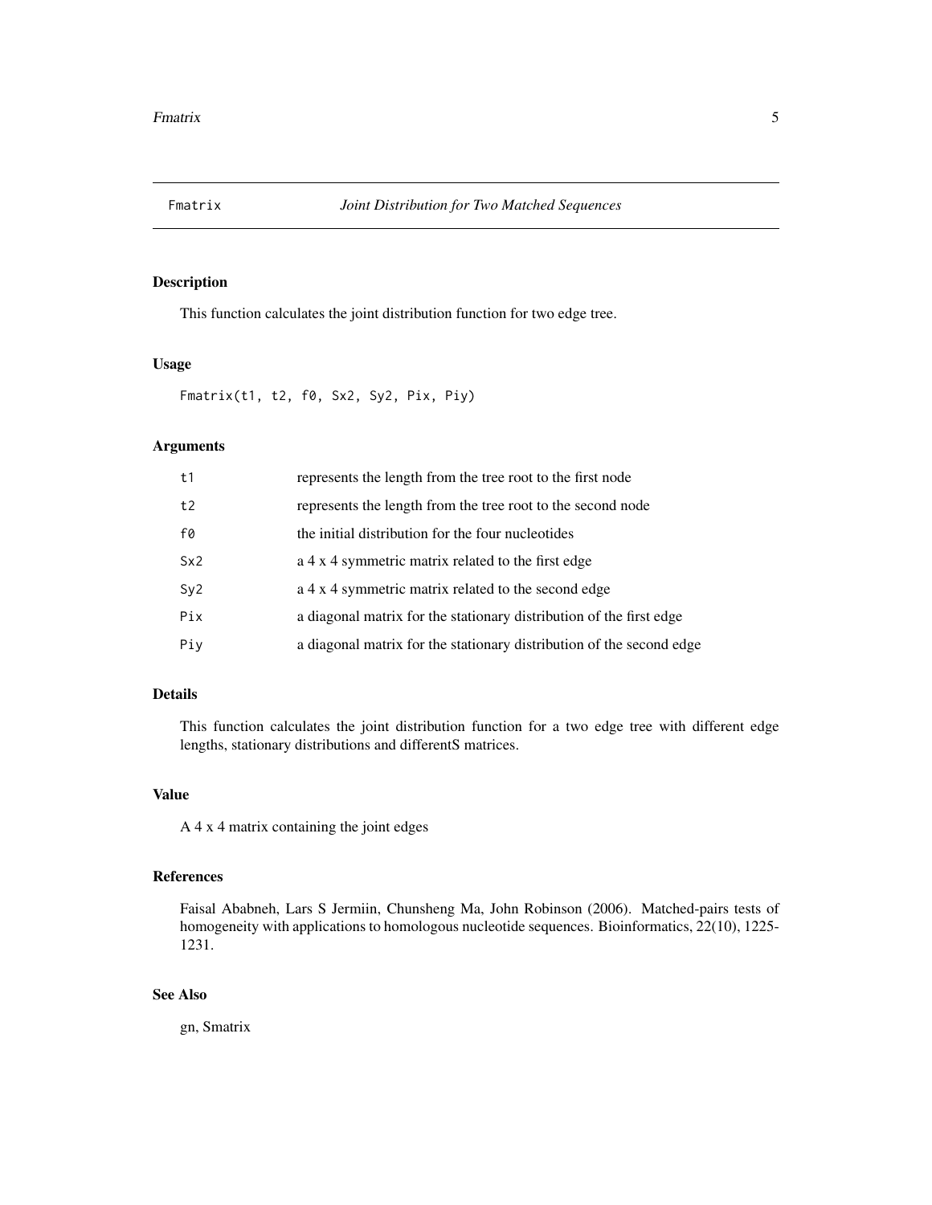# Fmatrix *Joint Distribution for Two Matched Sequences*

## Description

This function calculates the joint distribution function for two edge tree.

## Usage

```
Fmatrix(t1, t2, f0, Sx2, Sy2, Pix, Piy)
```

## Arguments

| | |
|---|---|
| t1 | represents the length from the tree root to the first node |
| t2 | represents the length from the tree root to the second node |
| f0 | the initial distribution for the four nucleotides |
| Sx2 | a 4 x 4 symmetric matrix related to the first edge |
| Sy2 | a 4 x 4 symmetric matrix related to the second edge |
| Pix | a diagonal matrix for the stationary distribution of the first edge |
| Piy | a diagonal matrix for the stationary distribution of the second edge |

## Details

This function calculates the joint distribution function for a two edge tree with different edge lengths, stationary distributions and differentS matrices.

## Value

A 4 x 4 matrix containing the joint edges

## References

Faisal Ababneh, Lars S Jermiin, Chunsheng Ma, John Robinson (2006). Matched-pairs tests of homogeneity with applications to homologous nucleotide sequences. Bioinformatics, 22(10), 1225-1231.

## See Also

gn, Smatrix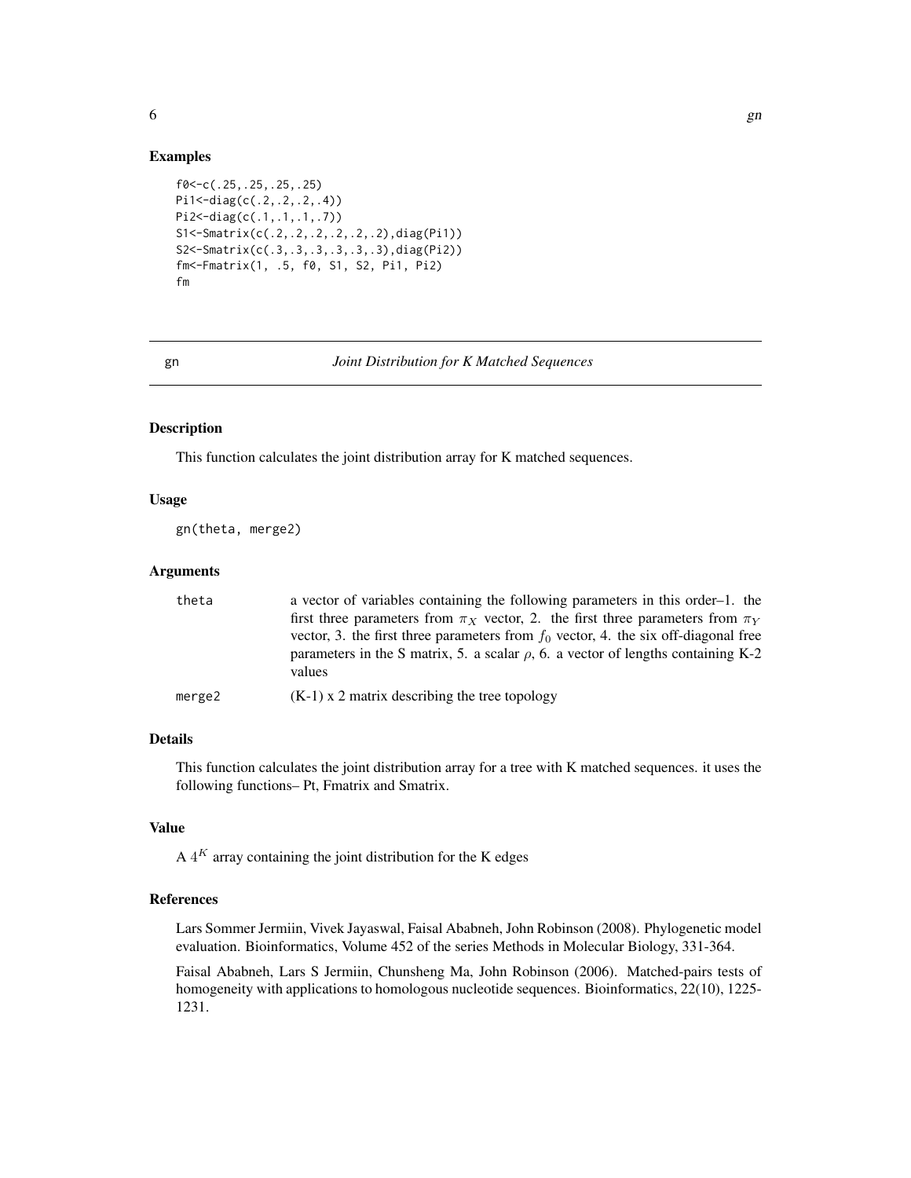## Examples

```
f0<-c(.25,.25,.25,.25)
Pi1<-diag(c(.2,.2,.2,.4))
Pi2<-diag(c(.1,.1,.1,.7))
S1<-Smatrix(c(.2,.2,.2,.2,.2,.2),diag(Pi1))
S2<-Smatrix(c(.3,.3,.3,.3,.3,.3),diag(Pi2))
fm<-Fmatrix(1, .5, f0, S1, S2, Pi1, Pi2)
fm
```

---

# gn — *Joint Distribution for K Matched Sequences*

## Description

This function calculates the joint distribution array for K matched sequences.

## Usage

```
gn(theta, merge2)
```

## Arguments

| | |
|---|---|
| theta | a vector of variables containing the following parameters in this order–1. the first three parameters from $\pi_X$ vector, 2. the first three parameters from $\pi_Y$ vector, 3. the first three parameters from $f_0$ vector, 4. the six off-diagonal free parameters in the S matrix, 5. a scalar $\rho$, 6. a vector of lengths containing K-2 values |
| merge2 | (K-1) x 2 matrix describing the tree topology |

## Details

This function calculates the joint distribution array for a tree with K matched sequences. it uses the following functions– Pt, Fmatrix and Smatrix.

## Value

A $4^K$ array containing the joint distribution for the K edges

## References

Lars Sommer Jermiin, Vivek Jayaswal, Faisal Ababneh, John Robinson (2008). Phylogenetic model evaluation. Bioinformatics, Volume 452 of the series Methods in Molecular Biology, 331-364.

Faisal Ababneh, Lars S Jermiin, Chunsheng Ma, John Robinson (2006). Matched-pairs tests of homogeneity with applications to homologous nucleotide sequences. Bioinformatics, 22(10), 1225-1231.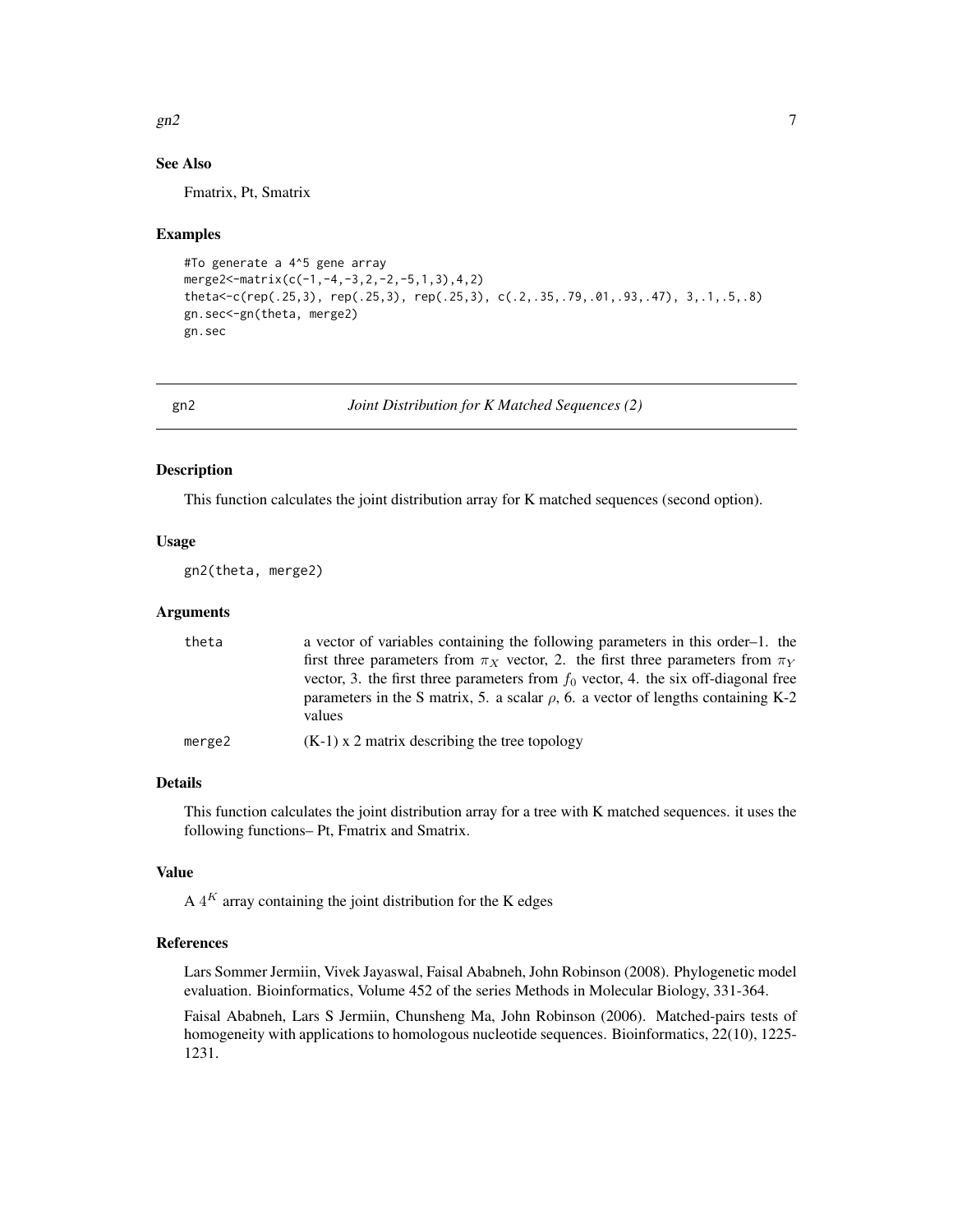### See Also

Fmatrix, Pt, Smatrix

### Examples

```
#To generate a 4^5 gene array
merge2<-matrix(c(-1,-4,-3,2,-2,-5,1,3),4,2)
theta<-c(rep(.25,3), rep(.25,3), rep(.25,3), c(.2,.35,.79,.01,.93,.47), 3,.1,.5,.8)
gn.sec<-gn(theta, merge2)
gn.sec
```

---

## gn2 *Joint Distribution for K Matched Sequences (2)*

### Description

This function calculates the joint distribution array for K matched sequences (second option).

### Usage

```
gn2(theta, merge2)
```

### Arguments

| | |
|---|---|
| theta | a vector of variables containing the following parameters in this order–1. the first three parameters from $\pi_X$ vector, 2. the first three parameters from $\pi_Y$ vector, 3. the first three parameters from $f_0$ vector, 4. the six off-diagonal free parameters in the S matrix, 5. a scalar $\rho$, 6. a vector of lengths containing K-2 values |
| merge2 | (K-1) x 2 matrix describing the tree topology |

### Details

This function calculates the joint distribution array for a tree with K matched sequences. it uses the following functions– Pt, Fmatrix and Smatrix.

### Value

A $4^K$ array containing the joint distribution for the K edges

### References

Lars Sommer Jermiin, Vivek Jayaswal, Faisal Ababneh, John Robinson (2008). Phylogenetic model evaluation. Bioinformatics, Volume 452 of the series Methods in Molecular Biology, 331-364.

Faisal Ababneh, Lars S Jermiin, Chunsheng Ma, John Robinson (2006). Matched-pairs tests of homogeneity with applications to homologous nucleotide sequences. Bioinformatics, 22(10), 1225-1231.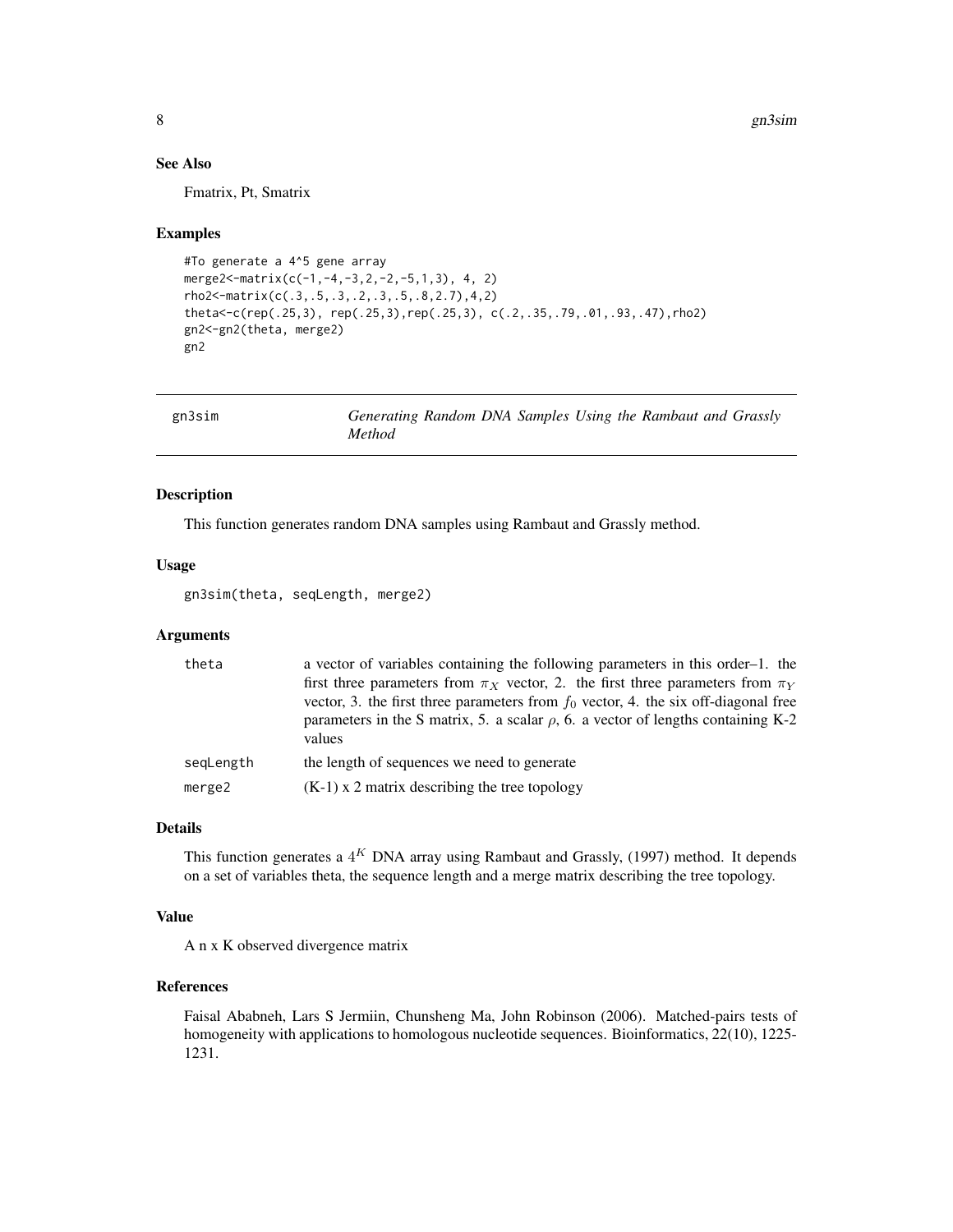### See Also

Fmatrix, Pt, Smatrix

### Examples

```
#To generate a 4^5 gene array
merge2<-matrix(c(-1,-4,-3,2,-2,-5,1,3), 4, 2)
rho2<-matrix(c(.3,.5,.3,.2,.3,.5,.8,2.7),4,2)
theta<-c(rep(.25,3), rep(.25,3),rep(.25,3), c(.2,.35,.79,.01,.93,.47),rho2)
gn2<-gn2(theta, merge2)
gn2
```

---

## gn3sim — *Generating Random DNA Samples Using the Rambaut and Grassly Method*

### Description

This function generates random DNA samples using Rambaut and Grassly method.

### Usage

```
gn3sim(theta, seqLength, merge2)
```

### Arguments

| | |
|---|---|
| theta | a vector of variables containing the following parameters in this order–1. the first three parameters from $\pi_X$ vector, 2. the first three parameters from $\pi_Y$ vector, 3. the first three parameters from $f_0$ vector, 4. the six off-diagonal free parameters in the S matrix, 5. a scalar $\rho$, 6. a vector of lengths containing K-2 values |
| seqLength | the length of sequences we need to generate |
| merge2 | (K-1) x 2 matrix describing the tree topology |

### Details

This function generates a $4^K$ DNA array using Rambaut and Grassly, (1997) method. It depends on a set of variables theta, the sequence length and a merge matrix describing the tree topology.

### Value

A n x K observed divergence matrix

### References

Faisal Ababneh, Lars S Jermiin, Chunsheng Ma, John Robinson (2006). Matched-pairs tests of homogeneity with applications to homologous nucleotide sequences. Bioinformatics, 22(10), 1225-1231.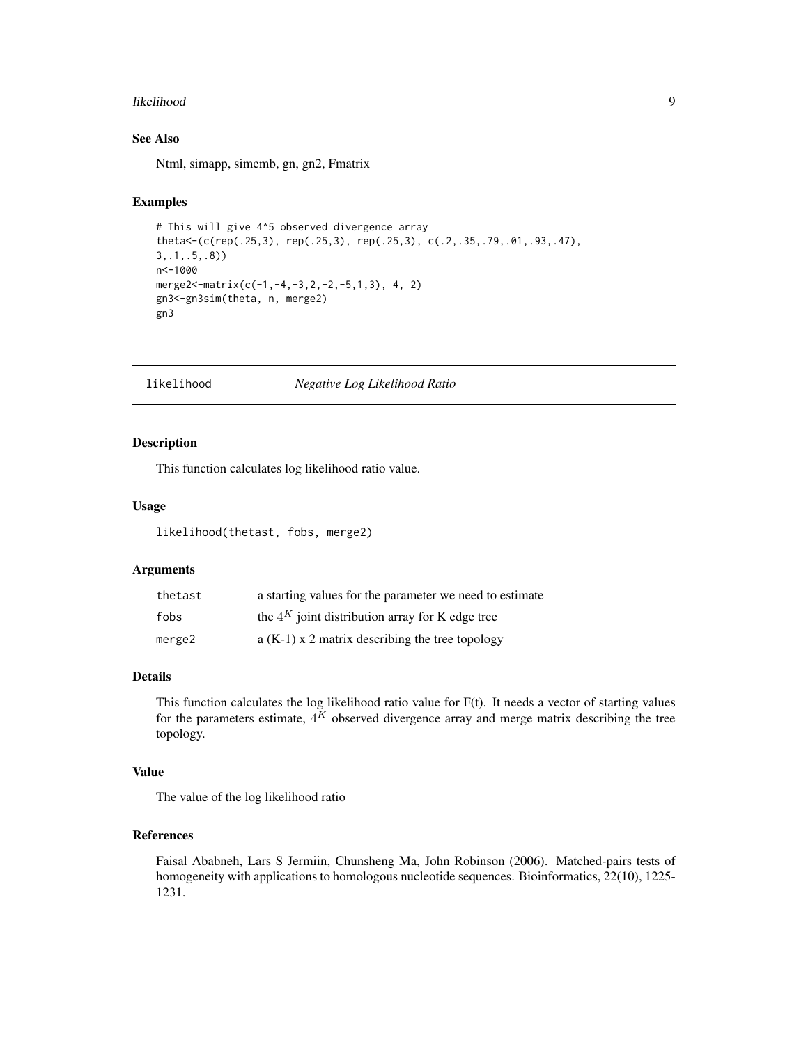### See Also

Ntml, simapp, simemb, gn, gn2, Fmatrix

### Examples

```
# This will give 4^5 observed divergence array
theta<-(c(rep(.25,3), rep(.25,3), rep(.25,3), c(.2,.35,.79,.01,.93,.47),
3,.1,.5,.8))
n<-1000
merge2<-matrix(c(-1,-4,-3,2,-2,-5,1,3), 4, 2)
gn3<-gn3sim(theta, n, merge2)
gn3
```

---

## likelihood *Negative Log Likelihood Ratio*

---

### Description

This function calculates log likelihood ratio value.

### Usage

```
likelihood(thetast, fobs, merge2)
```

### Arguments

| | |
|---|---|
| thetast | a starting values for the parameter we need to estimate |
| fobs | the $4^K$ joint distribution array for K edge tree |
| merge2 | a (K-1) x 2 matrix describing the tree topology |

### Details

This function calculates the log likelihood ratio value for F(t). It needs a vector of starting values for the parameters estimate, $4^K$ observed divergence array and merge matrix describing the tree topology.

### Value

The value of the log likelihood ratio

### References

Faisal Ababneh, Lars S Jermiin, Chunsheng Ma, John Robinson (2006). Matched-pairs tests of homogeneity with applications to homologous nucleotide sequences. Bioinformatics, 22(10), 1225-1231.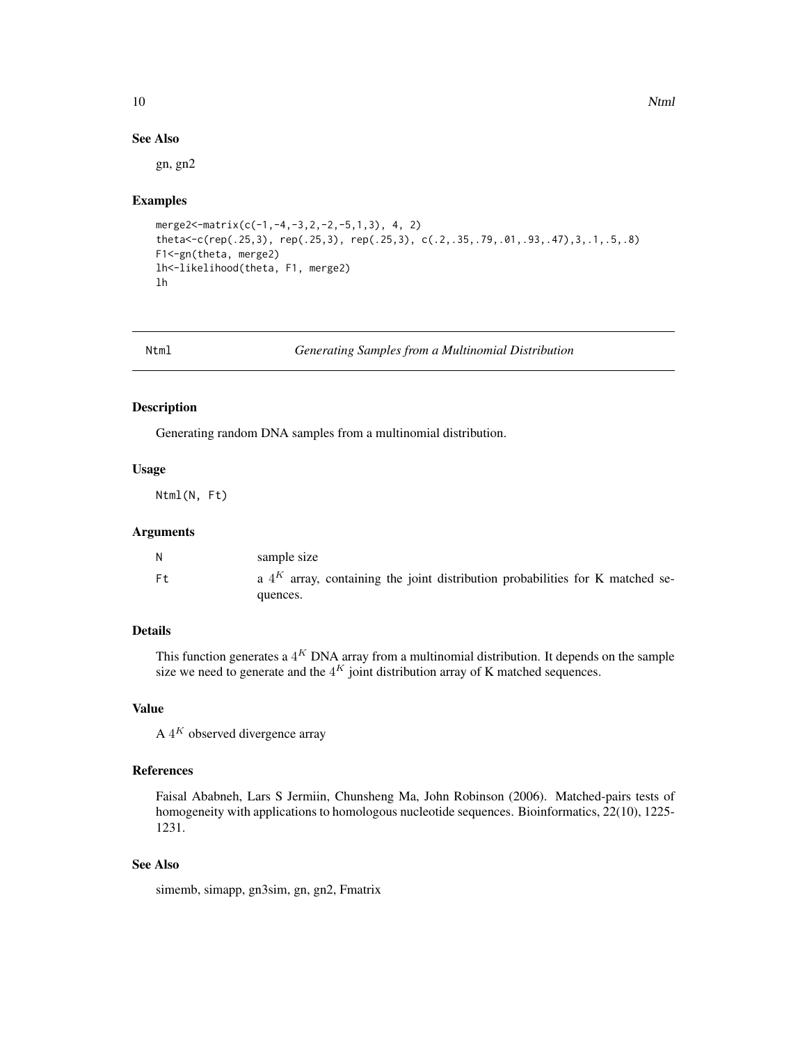### See Also

gn, gn2

### Examples

```
merge2<-matrix(c(-1,-4,-3,2,-2,-5,1,3), 4, 2)
theta<-c(rep(.25,3), rep(.25,3), rep(.25,3), c(.2,.35,.79,.01,.93,.47),3,.1,.5,.8)
F1<-gn(theta, merge2)
lh<-likelihood(theta, F1, merge2)
lh
```

---

## Ntml — *Generating Samples from a Multinomial Distribution*

---

### Description

Generating random DNA samples from a multinomial distribution.

### Usage

```
Ntml(N, Ft)
```

### Arguments

| | |
|---|---|
| N | sample size |
| Ft | a $4^K$ array, containing the joint distribution probabilities for K matched sequences. |

### Details

This function generates a $4^K$ DNA array from a multinomial distribution. It depends on the sample size we need to generate and the $4^K$ joint distribution array of K matched sequences.

### Value

A $4^K$ observed divergence array

### References

Faisal Ababneh, Lars S Jermiin, Chunsheng Ma, John Robinson (2006). Matched-pairs tests of homogeneity with applications to homologous nucleotide sequences. Bioinformatics, 22(10), 1225-1231.

### See Also

simemb, simapp, gn3sim, gn, gn2, Fmatrix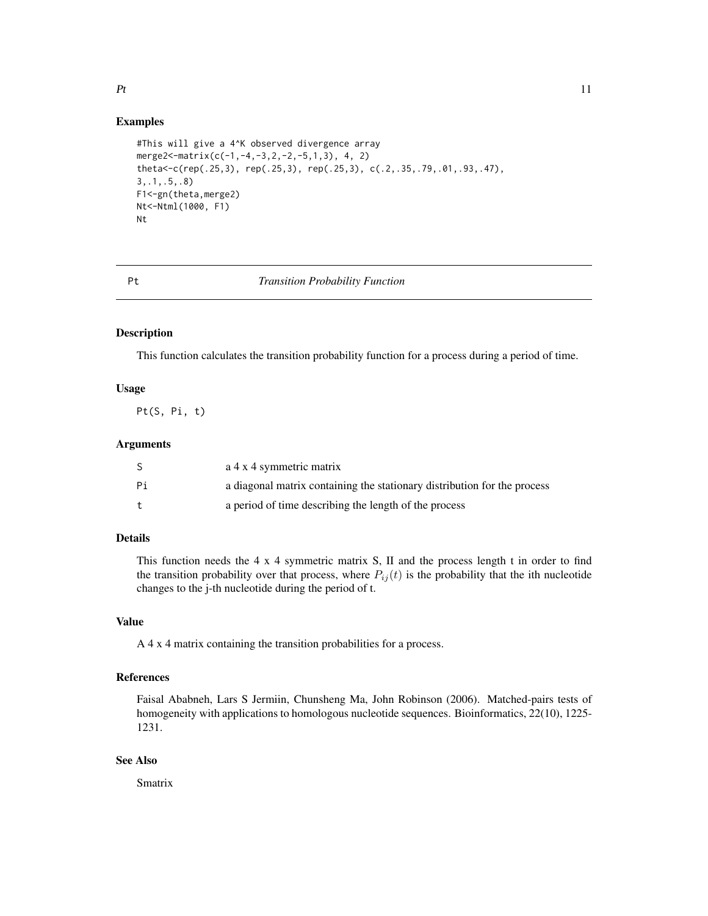## Examples

```
#This will give a 4^K observed divergence array
merge2<-matrix(c(-1,-4,-3,2,-2,-5,1,3), 4, 2)
theta<-c(rep(.25,3), rep(.25,3), rep(.25,3), c(.2,.35,.79,.01,.93,.47),
3,.1,.5,.8)
F1<-gn(theta,merge2)
Nt<-Ntml(1000, F1)
Nt
```

---

# Pt — *Transition Probability Function*

## Description

This function calculates the transition probability function for a process during a period of time.

## Usage

```
Pt(S, Pi, t)
```

## Arguments

| | |
|---|---|
| S | a 4 x 4 symmetric matrix |
| Pi | a diagonal matrix containing the stationary distribution for the process |
| t | a period of time describing the length of the process |

## Details

This function needs the 4 x 4 symmetric matrix S, II and the process length t in order to find the transition probability over that process, where $P_{ij}(t)$ is the probability that the ith nucleotide changes to the j-th nucleotide during the period of t.

## Value

A 4 x 4 matrix containing the transition probabilities for a process.

## References

Faisal Ababneh, Lars S Jermiin, Chunsheng Ma, John Robinson (2006). Matched-pairs tests of homogeneity with applications to homologous nucleotide sequences. Bioinformatics, 22(10), 1225-1231.

## See Also

Smatrix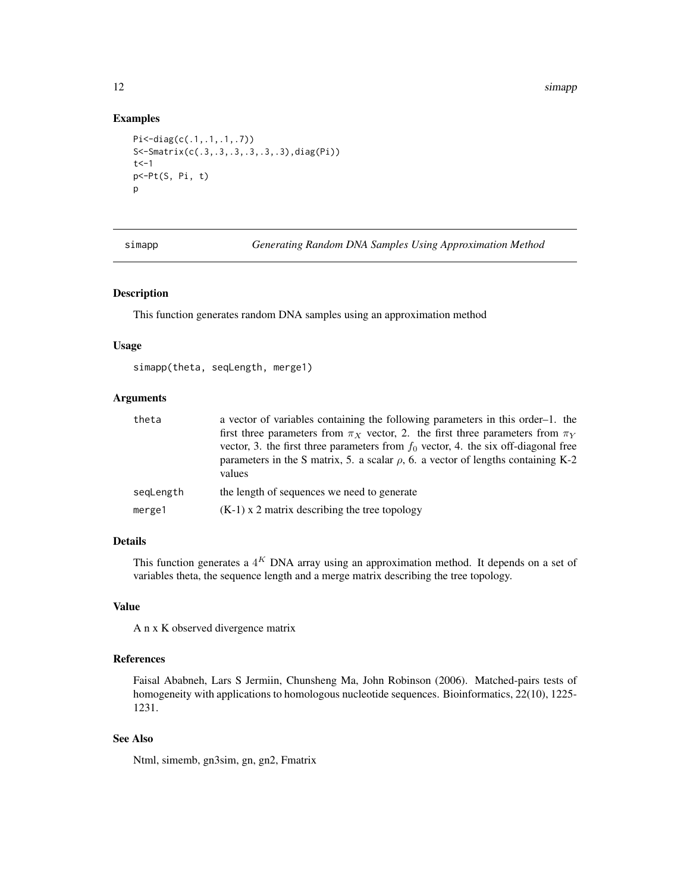## Examples

```
Pi<-diag(c(.1,.1,.1,.7))
S<-Smatrix(c(.3,.3,.3,.3,.3,.3),diag(Pi))
t<-1
p<-Pt(S, Pi, t)
p
```

---

simapp *Generating Random DNA Samples Using Approximation Method*

---

### Description

This function generates random DNA samples using an approximation method

### Usage

```
simapp(theta, seqLength, merge1)
```

### Arguments

| | |
|---|---|
| theta | a vector of variables containing the following parameters in this order–1. the first three parameters from $\pi_X$ vector, 2. the first three parameters from $\pi_Y$ vector, 3. the first three parameters from $f_0$ vector, 4. the six off-diagonal free parameters in the S matrix, 5. a scalar $\rho$, 6. a vector of lengths containing K-2 values |
| seqLength | the length of sequences we need to generate |
| merge1 | (K-1) x 2 matrix describing the tree topology |

### Details

This function generates a $4^K$ DNA array using an approximation method. It depends on a set of variables theta, the sequence length and a merge matrix describing the tree topology.

### Value

A n x K observed divergence matrix

### References

Faisal Ababneh, Lars S Jermiin, Chunsheng Ma, John Robinson (2006). Matched-pairs tests of homogeneity with applications to homologous nucleotide sequences. Bioinformatics, 22(10), 1225-1231.

### See Also

Ntml, simemb, gn3sim, gn, gn2, Fmatrix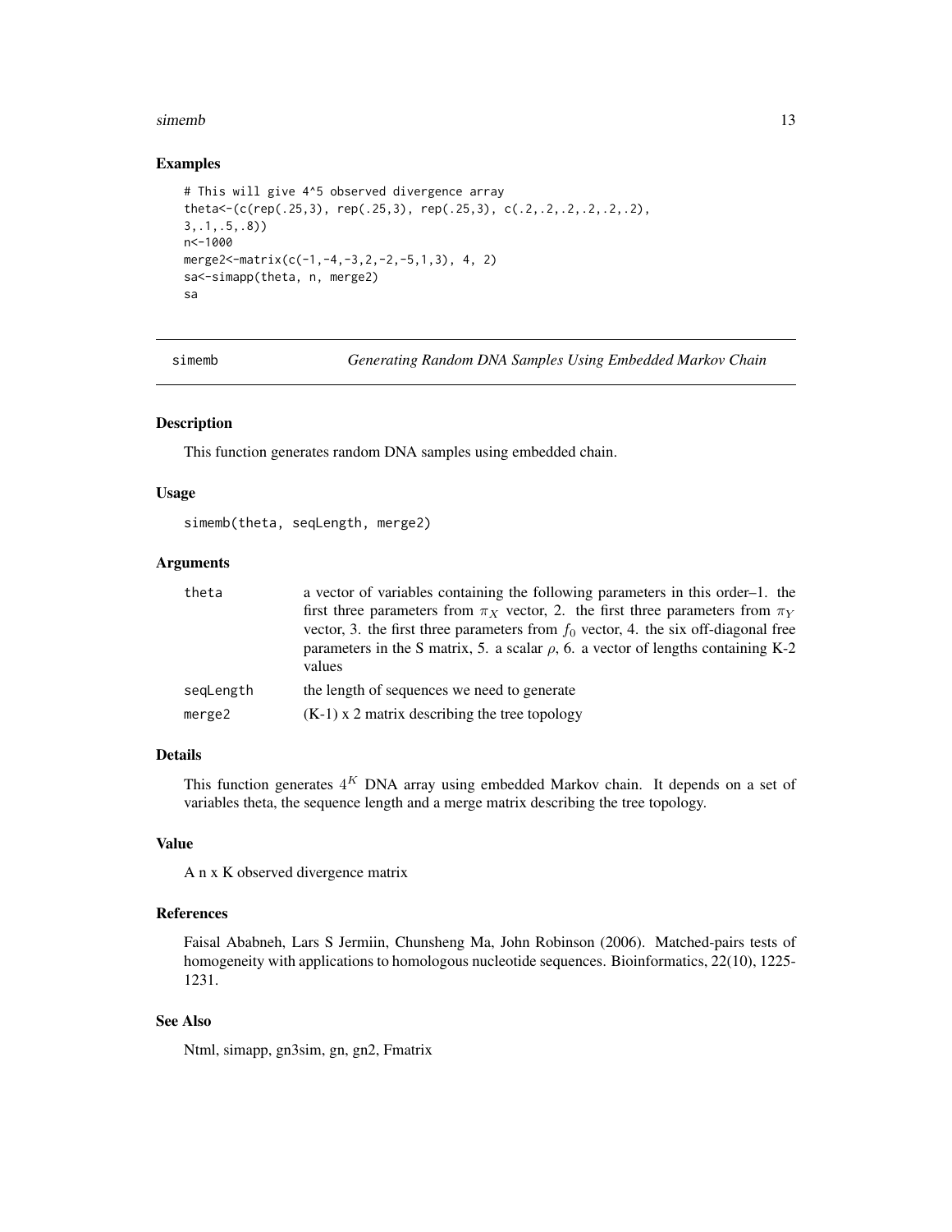### Examples

```
# This will give 4^5 observed divergence array
theta<-(c(rep(.25,3), rep(.25,3), rep(.25,3), c(.2,.2,.2,.2,.2,.2),
3,.1,.5,.8))
n<-1000
merge2<-matrix(c(-1,-4,-3,2,-2,-5,1,3), 4, 2)
sa<-simapp(theta, n, merge2)
sa
```

## simemb — *Generating Random DNA Samples Using Embedded Markov Chain*

### Description

This function generates random DNA samples using embedded chain.

### Usage

```
simemb(theta, seqLength, merge2)
```

### Arguments

| | |
|---|---|
| theta | a vector of variables containing the following parameters in this order–1. the first three parameters from $\pi_X$ vector, 2. the first three parameters from $\pi_Y$ vector, 3. the first three parameters from $f_0$ vector, 4. the six off-diagonal free parameters in the S matrix, 5. a scalar $\rho$, 6. a vector of lengths containing K-2 values |
| seqLength | the length of sequences we need to generate |
| merge2 | (K-1) x 2 matrix describing the tree topology |

### Details

This function generates $4^K$ DNA array using embedded Markov chain. It depends on a set of variables theta, the sequence length and a merge matrix describing the tree topology.

### Value

A n x K observed divergence matrix

### References

Faisal Ababneh, Lars S Jermiin, Chunsheng Ma, John Robinson (2006). Matched-pairs tests of homogeneity with applications to homologous nucleotide sequences. Bioinformatics, 22(10), 1225-1231.

### See Also

Ntml, simapp, gn3sim, gn, gn2, Fmatrix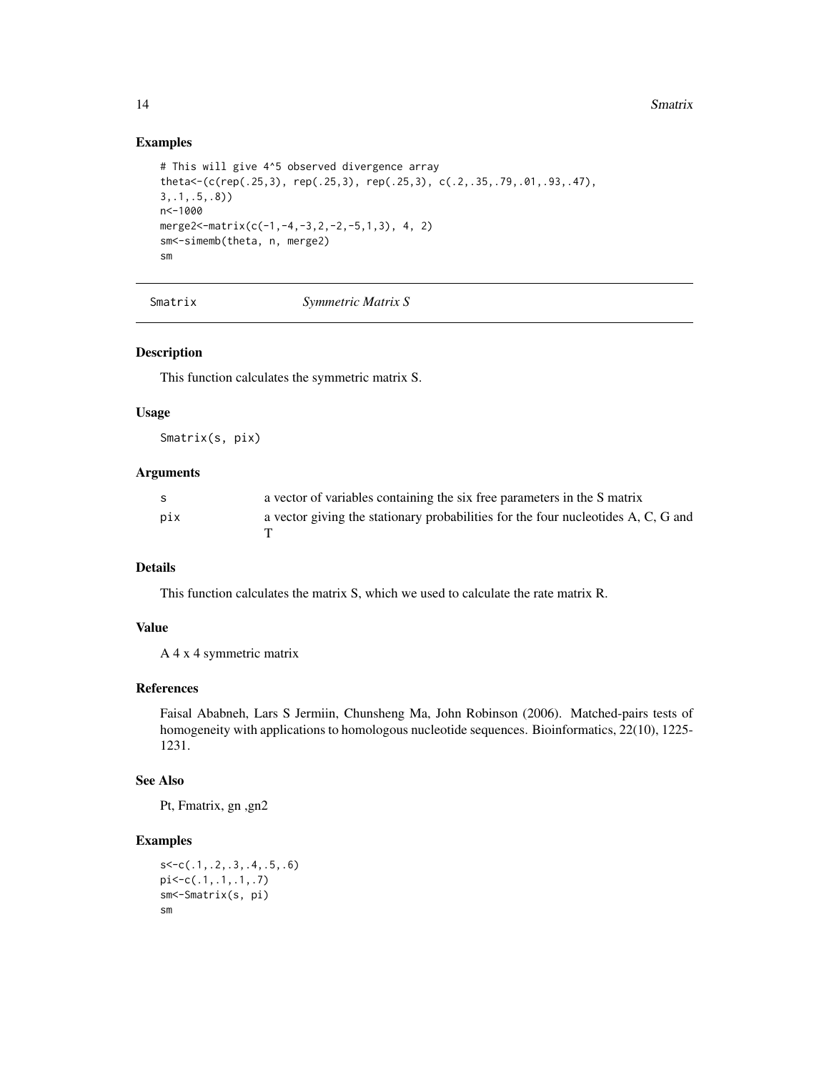## Examples

```
# This will give 4^5 observed divergence array
theta<-(c(rep(.25,3), rep(.25,3), rep(.25,3), c(.2,.35,.79,.01,.93,.47),
3,.1,.5,.8))
n<-1000
merge2<-matrix(c(-1,-4,-3,2,-2,-5,1,3), 4, 2)
sm<-simemb(theta, n, merge2)
sm
```

---

# Smatrix — *Symmetric Matrix S*

## Description

This function calculates the symmetric matrix S.

## Usage

```
Smatrix(s, pix)
```

## Arguments

| | |
|---|---|
| s | a vector of variables containing the six free parameters in the S matrix |
| pix | a vector giving the stationary probabilities for the four nucleotides A, C, G and T |

## Details

This function calculates the matrix S, which we used to calculate the rate matrix R.

## Value

A 4 x 4 symmetric matrix

## References

Faisal Ababneh, Lars S Jermiin, Chunsheng Ma, John Robinson (2006). Matched-pairs tests of homogeneity with applications to homologous nucleotide sequences. Bioinformatics, 22(10), 1225-1231.

## See Also

Pt, Fmatrix, gn ,gn2

## Examples

```
s<-c(.1,.2,.3,.4,.5,.6)
pi<-c(.1,.1,.1,.7)
sm<-Smatrix(s, pi)
sm
```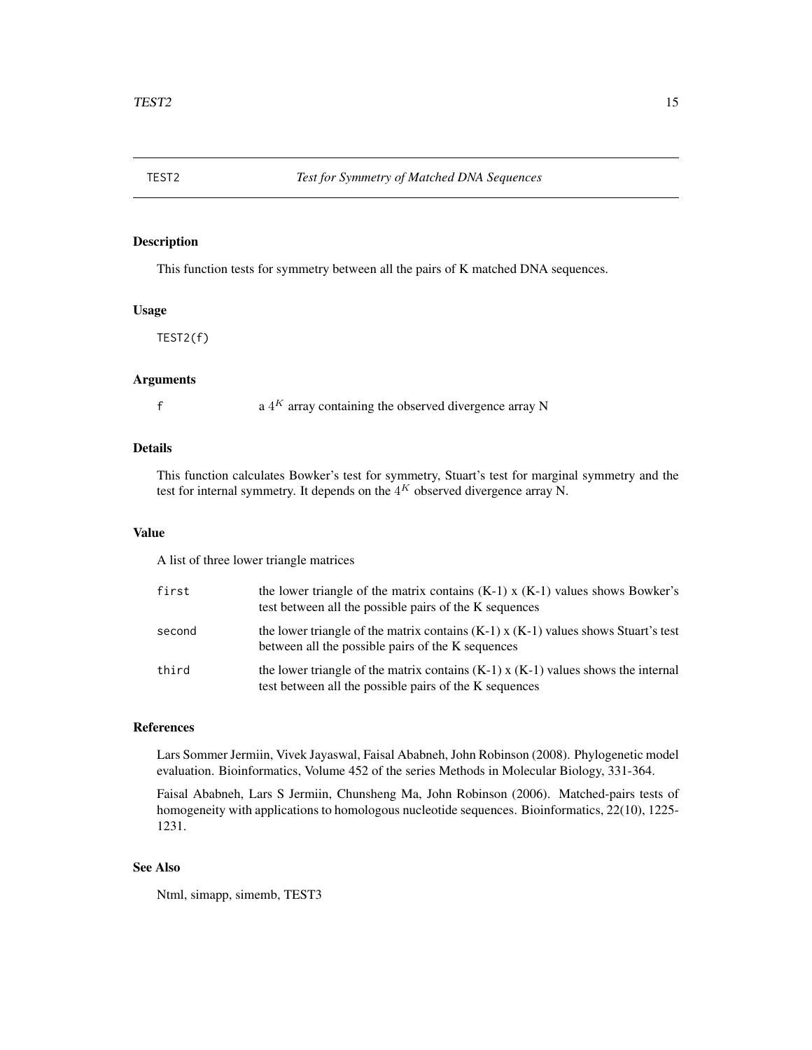## TEST2 — *Test for Symmetry of Matched DNA Sequences*

### Description

This function tests for symmetry between all the pairs of K matched DNA sequences.

### Usage

```
TEST2(f)
```

### Arguments

| | |
|---|---|
| f | a $4^K$ array containing the observed divergence array N |

### Details

This function calculates Bowker's test for symmetry, Stuart's test for marginal symmetry and the test for internal symmetry. It depends on the $4^K$ observed divergence array N.

### Value

A list of three lower triangle matrices

| | |
|---|---|
| first | the lower triangle of the matrix contains (K-1) x (K-1) values shows Bowker's test between all the possible pairs of the K sequences |
| second | the lower triangle of the matrix contains (K-1) x (K-1) values shows Stuart's test between all the possible pairs of the K sequences |
| third | the lower triangle of the matrix contains (K-1) x (K-1) values shows the internal test between all the possible pairs of the K sequences |

### References

Lars Sommer Jermiin, Vivek Jayaswal, Faisal Ababneh, John Robinson (2008). Phylogenetic model evaluation. Bioinformatics, Volume 452 of the series Methods in Molecular Biology, 331-364.

Faisal Ababneh, Lars S Jermiin, Chunsheng Ma, John Robinson (2006). Matched-pairs tests of homogeneity with applications to homologous nucleotide sequences. Bioinformatics, 22(10), 1225-1231.

### See Also

Ntml, simapp, simemb, TEST3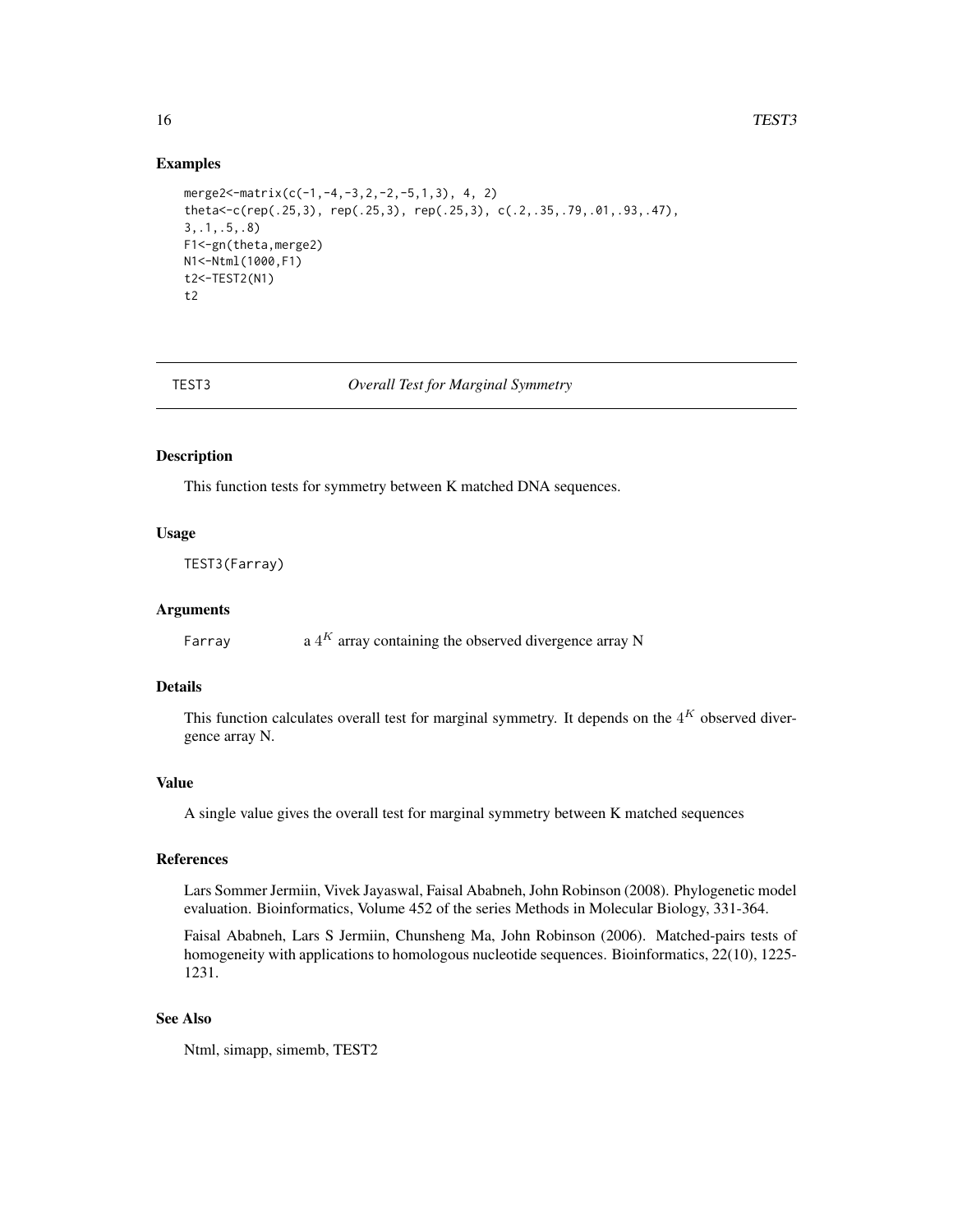## Examples

```
merge2<-matrix(c(-1,-4,-3,2,-2,-5,1,3), 4, 2)
theta<-c(rep(.25,3), rep(.25,3), rep(.25,3), c(.2,.35,.79,.01,.93,.47),
3,.1,.5,.8)
F1<-gn(theta,merge2)
N1<-Ntml(1000,F1)
t2<-TEST2(N1)
t2
```

---

# TEST3 *Overall Test for Marginal Symmetry*

---

## Description

This function tests for symmetry between K matched DNA sequences.

## Usage

```
TEST3(Farray)
```

## Arguments

| | |
|---|---|
| Farray | a $4^K$ array containing the observed divergence array N |

## Details

This function calculates overall test for marginal symmetry. It depends on the $4^K$ observed divergence array N.

## Value

A single value gives the overall test for marginal symmetry between K matched sequences

## References

Lars Sommer Jermiin, Vivek Jayaswal, Faisal Ababneh, John Robinson (2008). Phylogenetic model evaluation. Bioinformatics, Volume 452 of the series Methods in Molecular Biology, 331-364.

Faisal Ababneh, Lars S Jermiin, Chunsheng Ma, John Robinson (2006). Matched-pairs tests of homogeneity with applications to homologous nucleotide sequences. Bioinformatics, 22(10), 1225-1231.

## See Also

Ntml, simapp, simemb, TEST2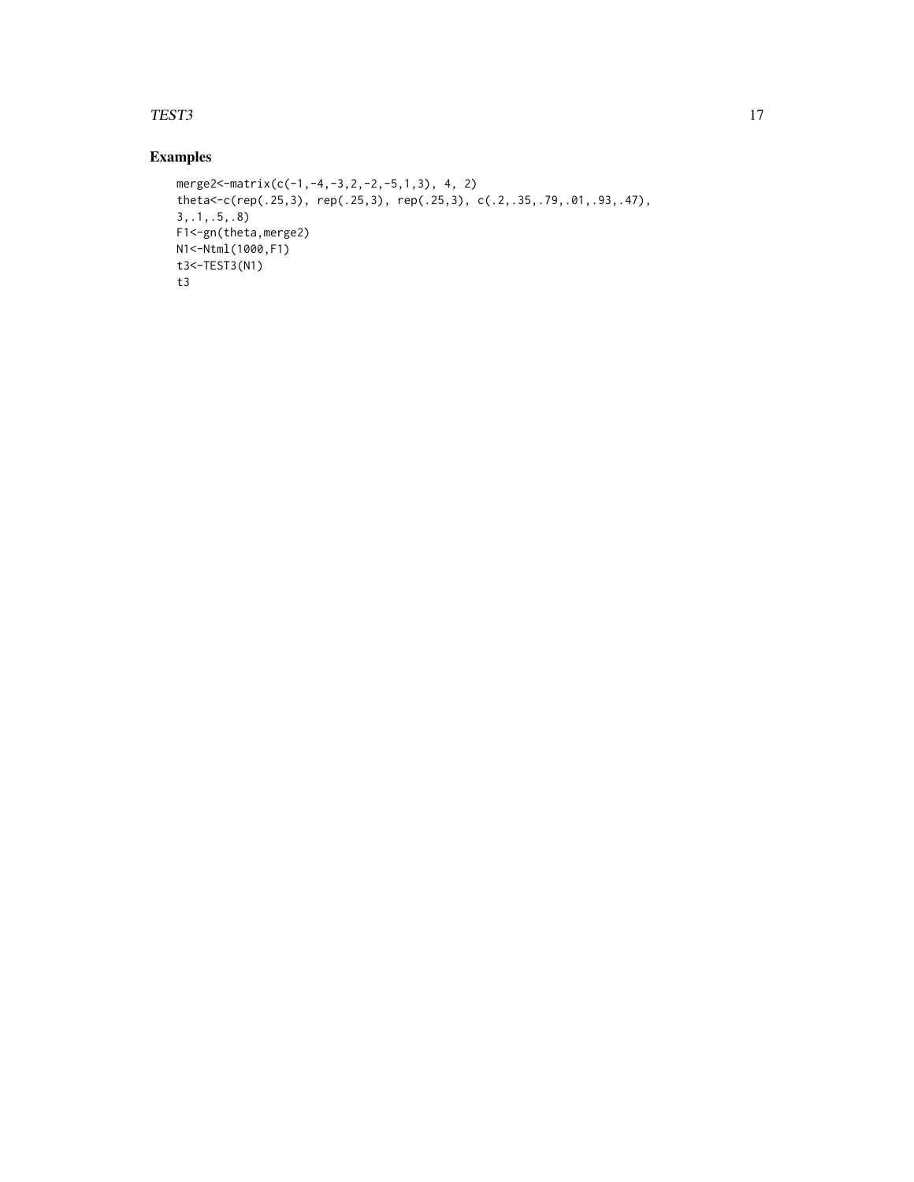## Examples

```
merge2<-matrix(c(-1,-4,-3,2,-2,-5,1,3), 4, 2)
theta<-c(rep(.25,3), rep(.25,3), rep(.25,3), c(.2,.35,.79,.01,.93,.47),
3,.1,.5,.8)
F1<-gn(theta,merge2)
N1<-Ntml(1000,F1)
t3<-TEST3(N1)
t3
```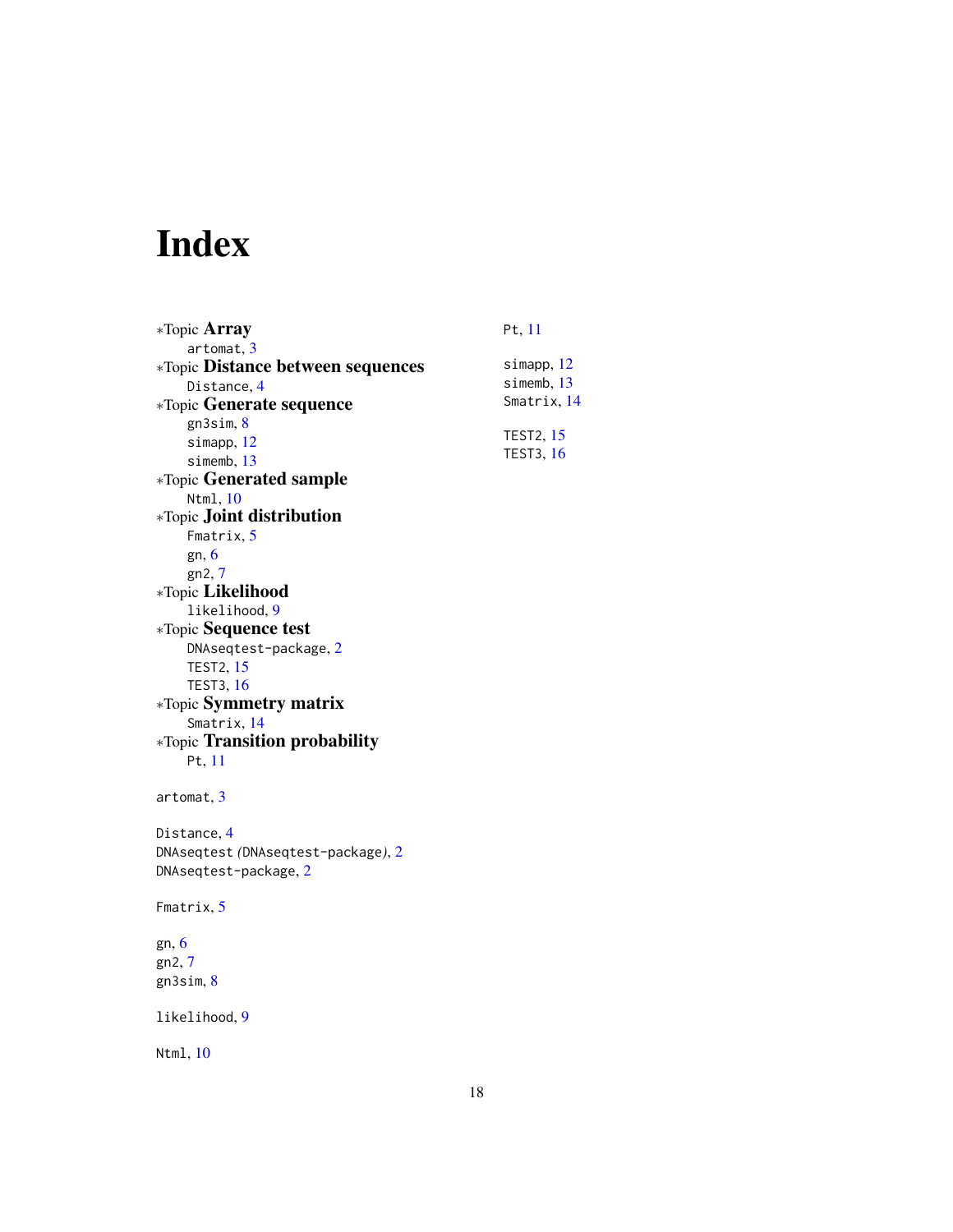# Index

*Topic **Array**
  artomat, 3
*Topic **Distance between sequences**
  Distance, 4
*Topic **Generate sequence**
  gn3sim, 8
  simapp, 12
  simemb, 13
*Topic **Generated sample**
  Ntml, 10
*Topic **Joint distribution**
  Fmatrix, 5
  gn, 6
  gn2, 7
*Topic **Likelihood**
  likelihood, 9
*Topic **Sequence test**
  DNAseqtest-package, 2
  TEST2, 15
  TEST3, 16
*Topic **Symmetry matrix**
  Smatrix, 14
*Topic **Transition probability**
  Pt, 11

artomat, 3

Distance, 4
DNAseqtest *(DNAseqtest-package)*, 2
DNAseqtest-package, 2

Fmatrix, 5

gn, 6
gn2, 7
gn3sim, 8

likelihood, 9

Ntml, 10

Pt, 11

simapp, 12
simemb, 13
Smatrix, 14

TEST2, 15
TEST3, 16